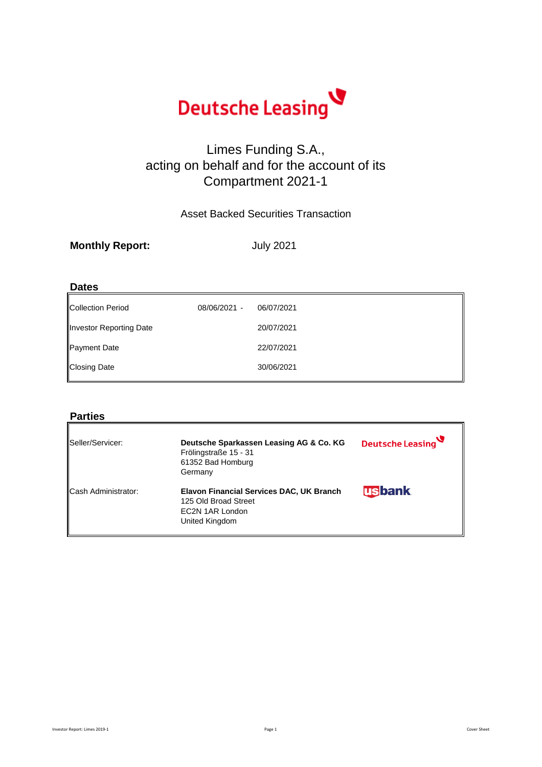Deutsche Leasing

# Limes Funding S.A., acting on behalf and for the account of its Compartment 2021-1

Asset Backed Securities Transaction

**Monthly Report:** July 2021

## Dates

| | | |
|---|---|---|
| Collection Period | 08/06/2021 - | 06/07/2021 |
| Investor Reporting Date | | 20/07/2021 |
| Payment Date | | 22/07/2021 |
| Closing Date | | 30/06/2021 |

## Parties

| | | |
|---|---|---|
| Seller/Servicer: | **Deutsche Sparkassen Leasing AG & Co. KG**<br>Frölingstraße 15 - 31<br>61352 Bad Homburg<br>Germany | Deutsche Leasing |
| Cash Administrator: | **Elavon Financial Services DAC, UK Branch**<br>125 Old Broad Street<br>EC2N 1AR London<br>United Kingdom | usbank |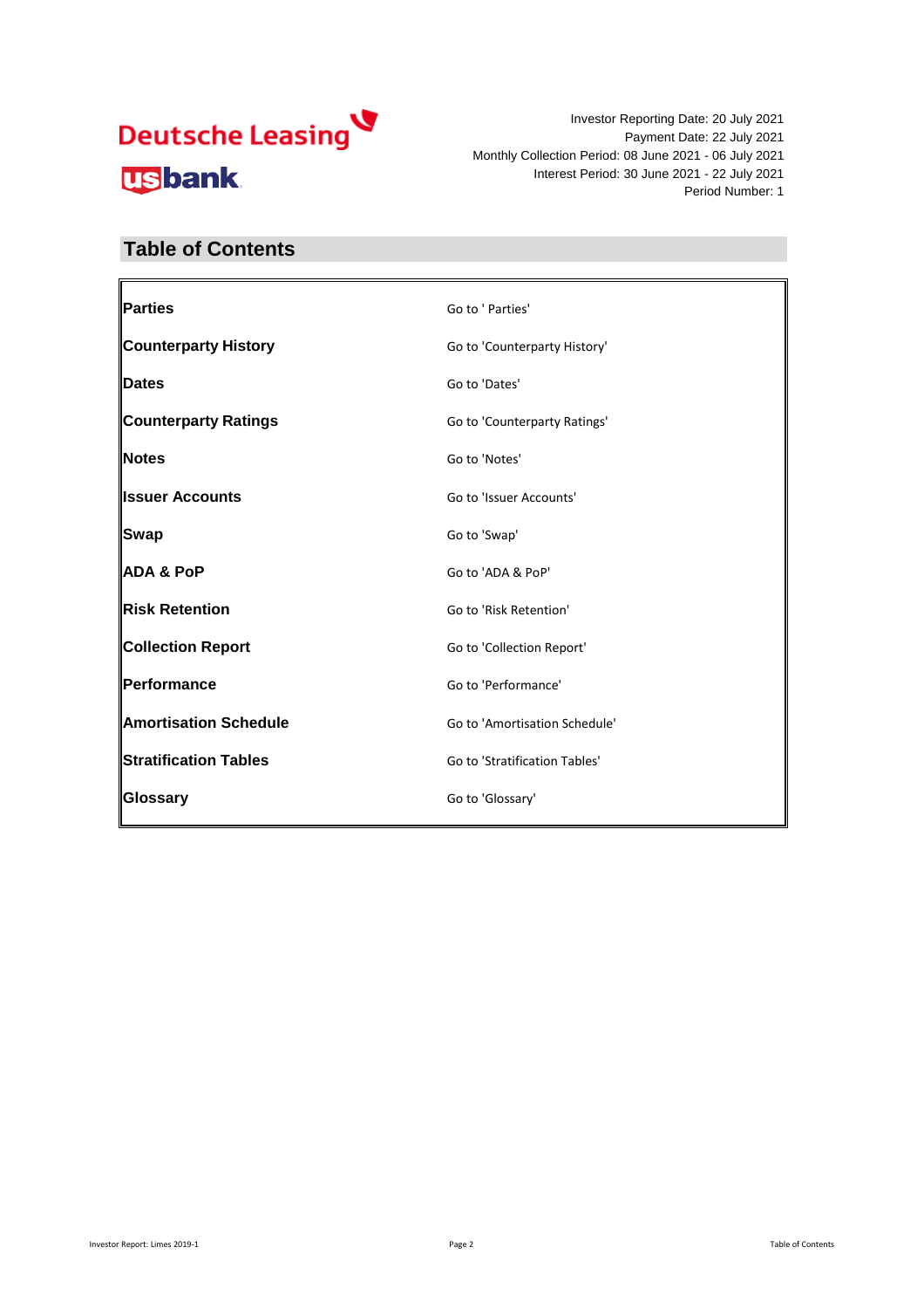Deutsche Leasing

usbank

Investor Reporting Date: 20 July 2021
Payment Date: 22 July 2021
Monthly Collection Period: 08 June 2021 - 06 July 2021
Interest Period: 30 June 2021 - 22 July 2021
Period Number: 1

## Table of Contents

| | |
|---|---|
| **Parties** | Go to ' Parties' |
| **Counterparty History** | Go to 'Counterparty History' |
| **Dates** | Go to 'Dates' |
| **Counterparty Ratings** | Go to 'Counterparty Ratings' |
| **Notes** | Go to 'Notes' |
| **Issuer Accounts** | Go to 'Issuer Accounts' |
| **Swap** | Go to 'Swap' |
| **ADA & PoP** | Go to 'ADA & PoP' |
| **Risk Retention** | Go to 'Risk Retention' |
| **Collection Report** | Go to 'Collection Report' |
| **Performance** | Go to 'Performance' |
| **Amortisation Schedule** | Go to 'Amortisation Schedule' |
| **Stratification Tables** | Go to 'Stratification Tables' |
| **Glossary** | Go to 'Glossary' |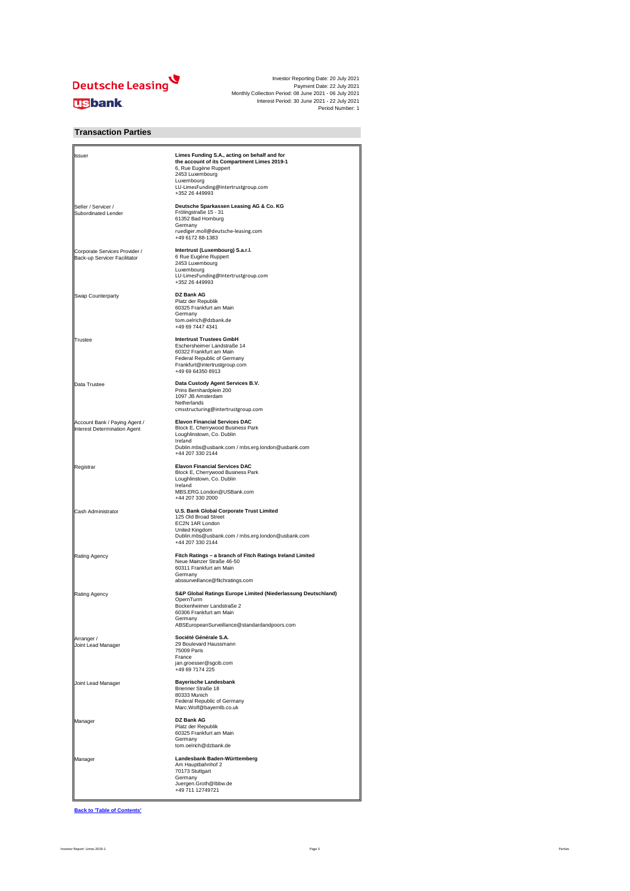Investor Reporting Date: 20 July 2021
Payment Date: 22 July 2021
Monthly Collection Period: 08 June 2021 - 06 July 2021
Interest Period: 30 June 2021 - 22 July 2021
Period Number: 1

## Transaction Parties

| Role | Party |
|---|---|
| Issuer | **Limes Funding S.A., acting on behalf and for the account of its Compartment Limes 2019-1**<br>6, Rue Eugène Ruppert<br>2453 Luxembourg<br>Luxembourg<br>LU-LimesFunding@Intertrustgroup.com<br>+352 26 449993 |
| Seller / Servicer / Subordinated Lender | **Deutsche Sparkassen Leasing AG & Co. KG**<br>Frölingstraße 15 - 31<br>61352 Bad Homburg<br>Germany<br>ruediger.moll@deutsche-leasing.com<br>+49 6172 88-1383 |
| Corporate Services Provider / Back-up Servicer Facilitator | **Intertrust (Luxembourg) S.a.r.l.**<br>6 Rue Eugène Ruppert<br>2453 Luxembourg<br>Luxembourg<br>LU-LimesFunding@Intertrustgroup.com<br>+352 26 449993 |
| Swap Counterparty | **DZ Bank AG**<br>Platz der Republik<br>60325 Frankfurt am Main<br>Germany<br>tom.oelrich@dzbank.de<br>+49 69 7447 4341 |
| Trustee | **Intertrust Trustees GmbH**<br>Eschersheimer Landstraße 14<br>60322 Frankfurt am Main<br>Federal Republic of Germany<br>Frankfurt@intertrustgroup.com<br>+49 69 64350 8913 |
| Data Trustee | **Data Custody Agent Services B.V.**<br>Prins Bernhardplein 200<br>1097 JB Amsterdam<br>Netherlands<br>cmsstructuring@intertrustgroup.com |
| Account Bank / Paying Agent / Interest Determination Agent | **Elavon Financial Services DAC**<br>Block E, Cherrywood Business Park<br>Loughlinstown, Co. Dublin<br>Ireland<br>Dublin.mbs@usbank.com / mbs.erg.london@usbank.com<br>+44 207 330 2144 |
| Registrar | **Elavon Financial Services DAC**<br>Block E, Cherrywood Business Park<br>Loughlinstown, Co. Dublin<br>Ireland<br>MBS.ERG.London@USBank.com<br>+44 207 330 2000 |
| Cash Administrator | **U.S. Bank Global Corporate Trust Limited**<br>125 Old Broad Street<br>EC2N 1AR London<br>United Kingdom<br>Dublin.mbs@usbank.com / mbs.erg.london@usbank.com<br>+44 207 330 2144 |
| Rating Agency | **Fitch Ratings – a branch of Fitch Ratings Ireland Limited**<br>Neue Mainzer Straße 46-50<br>60311 Frankfurt am Main<br>Germany<br>abssurveillance@fitchratings.com |
| Rating Agency | **S&P Global Ratings Europe Limited (Niederlassung Deutschland)**<br>OpernTurm<br>Bockenheimer Landstraße 2<br>60306 Frankfurt am Main<br>Germany<br>ABSEuropeanSurveillance@standardandpoors.com |
| Arranger / Joint Lead Manager | **Société Générale S.A.**<br>29 Boulevard Haussmann<br>75009 Paris<br>France<br>jan.groesser@sgcib.com<br>+49 69 7174 225 |
| Joint Lead Manager | **Bayerische Landesbank**<br>Brienner Straße 18<br>80333 Munich<br>Federal Republic of Germany<br>Marc.Wolf@bayernlb.co.uk |
| Manager | **DZ Bank AG**<br>Platz der Republik<br>60325 Frankfurt am Main<br>Germany<br>tom.oelrich@dzbank.de |
| Manager | **Landesbank Baden-Württemberg**<br>Am Hauptbahnhof 2<br>70173 Stuttgart<br>Germany<br>Juergen.Groth@lbbw.de<br>+49 711 12749721 |

**Back to 'Table of Contents'**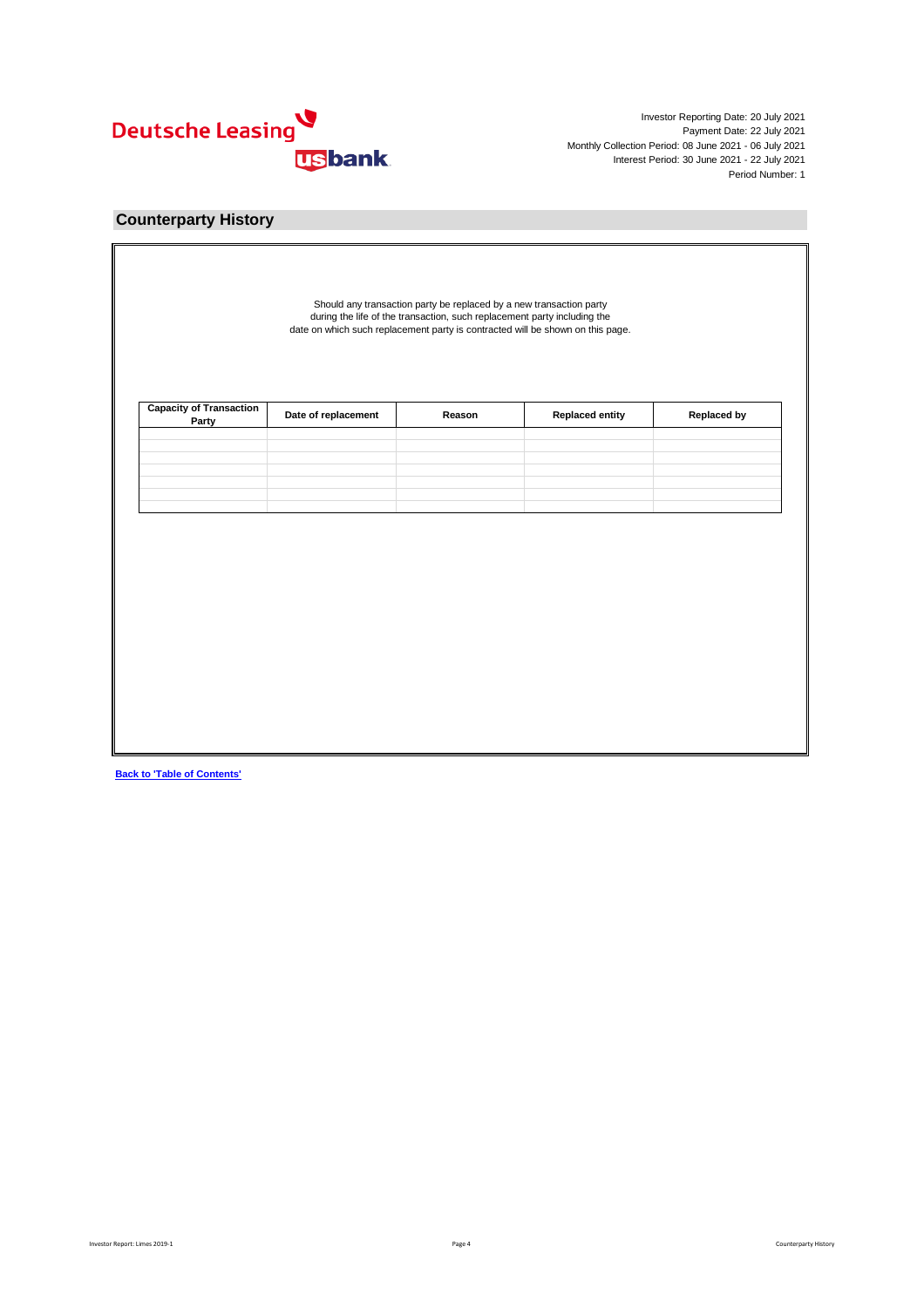Investor Reporting Date: 20 July 2021
Payment Date: 22 July 2021
Monthly Collection Period: 08 June 2021 - 06 July 2021
Interest Period: 30 June 2021 - 22 July 2021
Period Number: 1

## Counterparty History

Should any transaction party be replaced by a new transaction party during the life of the transaction, such replacement party including the date on which such replacement party is contracted will be shown on this page.

| Capacity of Transaction Party | Date of replacement | Reason | Replaced entity | Replaced by |
|---|---|---|---|---|
| | | | | |
| | | | | |
| | | | | |
| | | | | |
| | | | | |
| | | | | |
| | | | | |

**Back to 'Table of Contents'**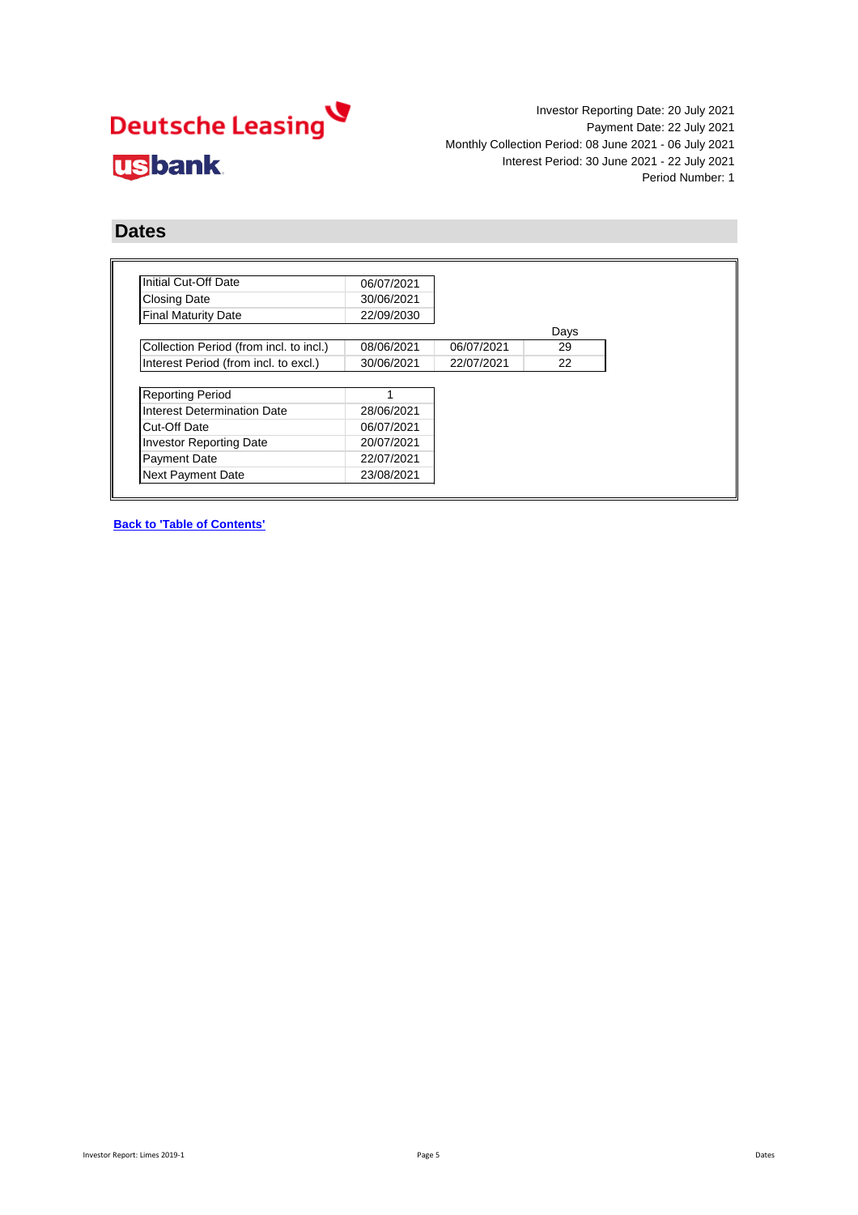Investor Reporting Date: 20 July 2021
Payment Date: 22 July 2021
Monthly Collection Period: 08 June 2021 - 06 July 2021
Interest Period: 30 June 2021 - 22 July 2021
Period Number: 1

## Dates

| | |
|---|---|
| Initial Cut-Off Date | 06/07/2021 |
| Closing Date | 30/06/2021 |
| Final Maturity Date | 22/09/2030 |

| | | | Days |
|---|---|---|---|
| Collection Period (from incl. to incl.) | 08/06/2021 | 06/07/2021 | 29 |
| Interest Period (from incl. to excl.) | 30/06/2021 | 22/07/2021 | 22 |

| | |
|---|---|
| Reporting Period | 1 |
| Interest Determination Date | 28/06/2021 |
| Cut-Off Date | 06/07/2021 |
| Investor Reporting Date | 20/07/2021 |
| Payment Date | 22/07/2021 |
| Next Payment Date | 23/08/2021 |

**Back to 'Table of Contents'**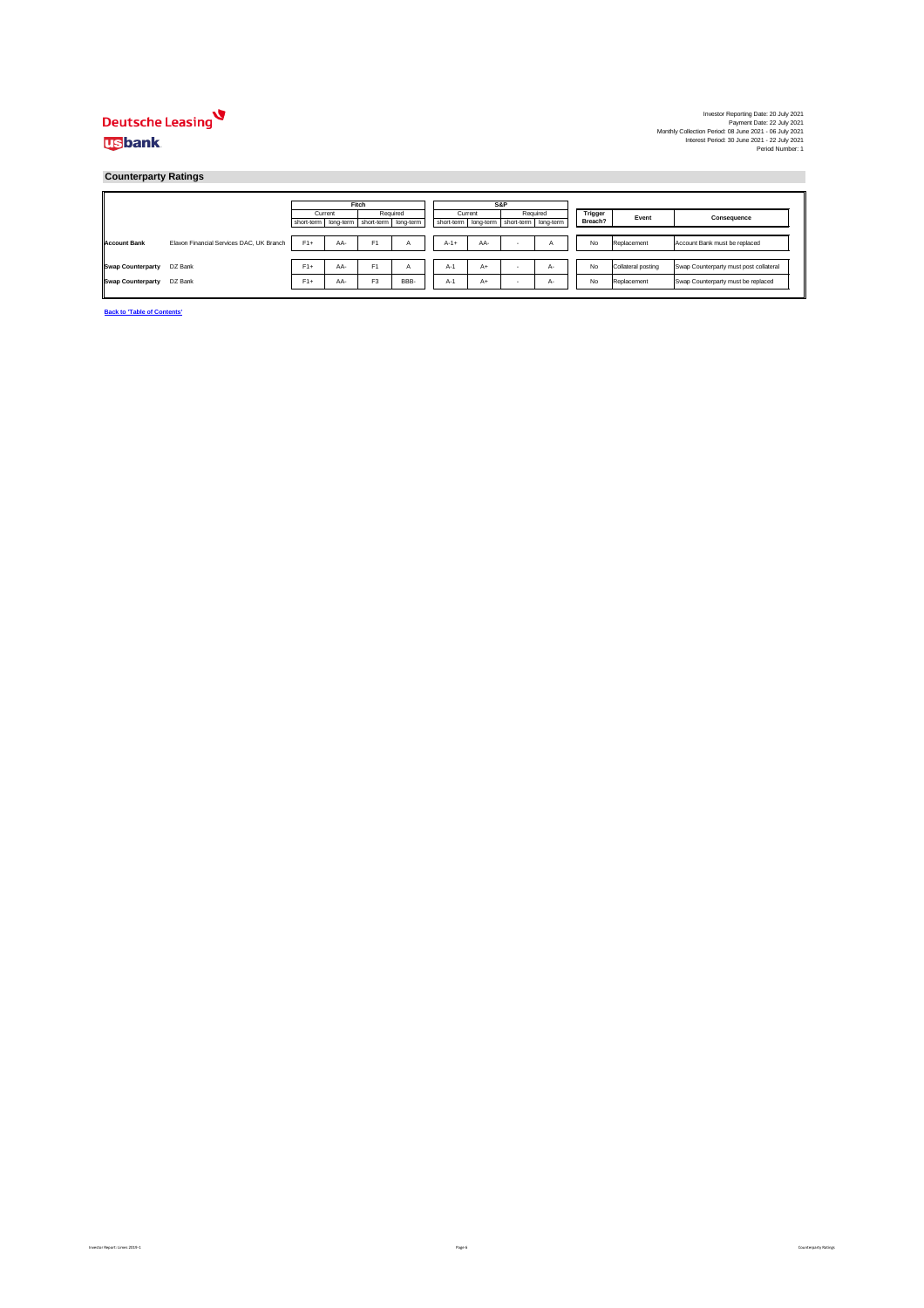Deutsche Leasing

usbank

Investor Reporting Date: 20 July 2021
Payment Date: 22 July 2021
Monthly Collection Period: 08 June 2021 - 06 July 2021
Interest Period: 30 June 2021 - 22 July 2021
Period Number: 1

## Counterparty Ratings

| | | Fitch | | | | S&P | | | | Trigger Breach? | Event | Consequence |
|---|---|---|---|---|---|---|---|---|---|---|---|---|
| | | Current | | Required | | Current | | Required | | | | |
| | | short-term | long-term | short-term | long-term | short-term | long-term | short-term | long-term | | | |
| **Account Bank** | Elavon Financial Services DAC, UK Branch | F1+ | AA- | F1 | A | A-1+ | AA- | - | A | No | Replacement | Account Bank must be replaced |
| **Swap Counterparty** | DZ Bank | F1+ | AA- | F1 | A | A-1 | A+ | - | A- | No | Collateral posting | Swap Counterparty must post collateral |
| **Swap Counterparty** | DZ Bank | F1+ | AA- | F3 | BBB- | A-1 | A+ | - | A- | No | Replacement | Swap Counterparty must be replaced |

**Back to 'Table of Contents'**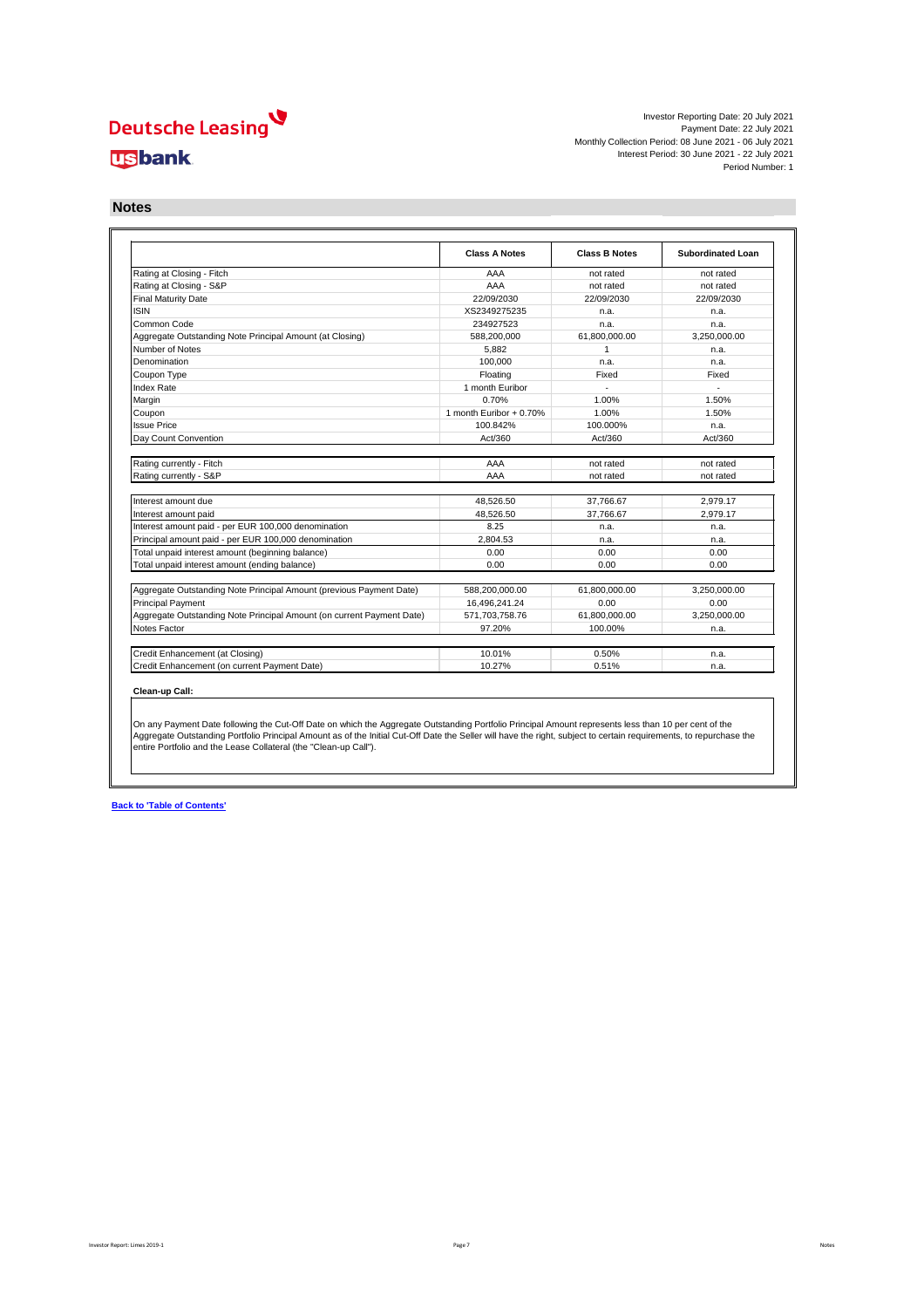Deutsche Leasing

usbank

Investor Reporting Date: 20 July 2021
Payment Date: 22 July 2021
Monthly Collection Period: 08 June 2021 - 06 July 2021
Interest Period: 30 June 2021 - 22 July 2021
Period Number: 1

## Notes

| | Class A Notes | Class B Notes | Subordinated Loan |
|---|---|---|---|
| Rating at Closing - Fitch | AAA | not rated | not rated |
| Rating at Closing - S&P | AAA | not rated | not rated |
| Final Maturity Date | 22/09/2030 | 22/09/2030 | 22/09/2030 |
| ISIN | XS2349275235 | n.a. | n.a. |
| Common Code | 234927523 | n.a. | n.a. |
| Aggregate Outstanding Note Principal Amount (at Closing) | 588,200,000 | 61,800,000.00 | 3,250,000.00 |
| Number of Notes | 5,882 | 1 | n.a. |
| Denomination | 100,000 | n.a. | n.a. |
| Coupon Type | Floating | Fixed | Fixed |
| Index Rate | 1 month Euribor | - | - |
| Margin | 0.70% | 1.00% | 1.50% |
| Coupon | 1 month Euribor + 0.70% | 1.00% | 1.50% |
| Issue Price | 100.842% | 100.000% | n.a. |
| Day Count Convention | Act/360 | Act/360 | Act/360 |
| | | | |
| Rating currently - Fitch | AAA | not rated | not rated |
| Rating currently - S&P | AAA | not rated | not rated |
| | | | |
| Interest amount due | 48,526.50 | 37,766.67 | 2,979.17 |
| Interest amount paid | 48,526.50 | 37,766.67 | 2,979.17 |
| Interest amount paid - per EUR 100,000 denomination | 8.25 | n.a. | n.a. |
| Principal amount paid - per EUR 100,000 denomination | 2,804.53 | n.a. | n.a. |
| Total unpaid interest amount (beginning balance) | 0.00 | 0.00 | 0.00 |
| Total unpaid interest amount (ending balance) | 0.00 | 0.00 | 0.00 |
| | | | |
| Aggregate Outstanding Note Principal Amount (previous Payment Date) | 588,200,000.00 | 61,800,000.00 | 3,250,000.00 |
| Principal Payment | 16,496,241.24 | 0.00 | 0.00 |
| Aggregate Outstanding Note Principal Amount (on current Payment Date) | 571,703,758.76 | 61,800,000.00 | 3,250,000.00 |
| Notes Factor | 97.20% | 100.00% | n.a. |
| | | | |
| Credit Enhancement (at Closing) | 10.01% | 0.50% | n.a. |
| Credit Enhancement (on current Payment Date) | 10.27% | 0.51% | n.a. |

**Clean-up Call:**

On any Payment Date following the Cut-Off Date on which the Aggregate Outstanding Portfolio Principal Amount represents less than 10 per cent of the Aggregate Outstanding Portfolio Principal Amount as of the Initial Cut-Off Date the Seller will have the right, subject to certain requirements, to repurchase the entire Portfolio and the Lease Collateral (the "Clean-up Call").

**Back to 'Table of Contents'**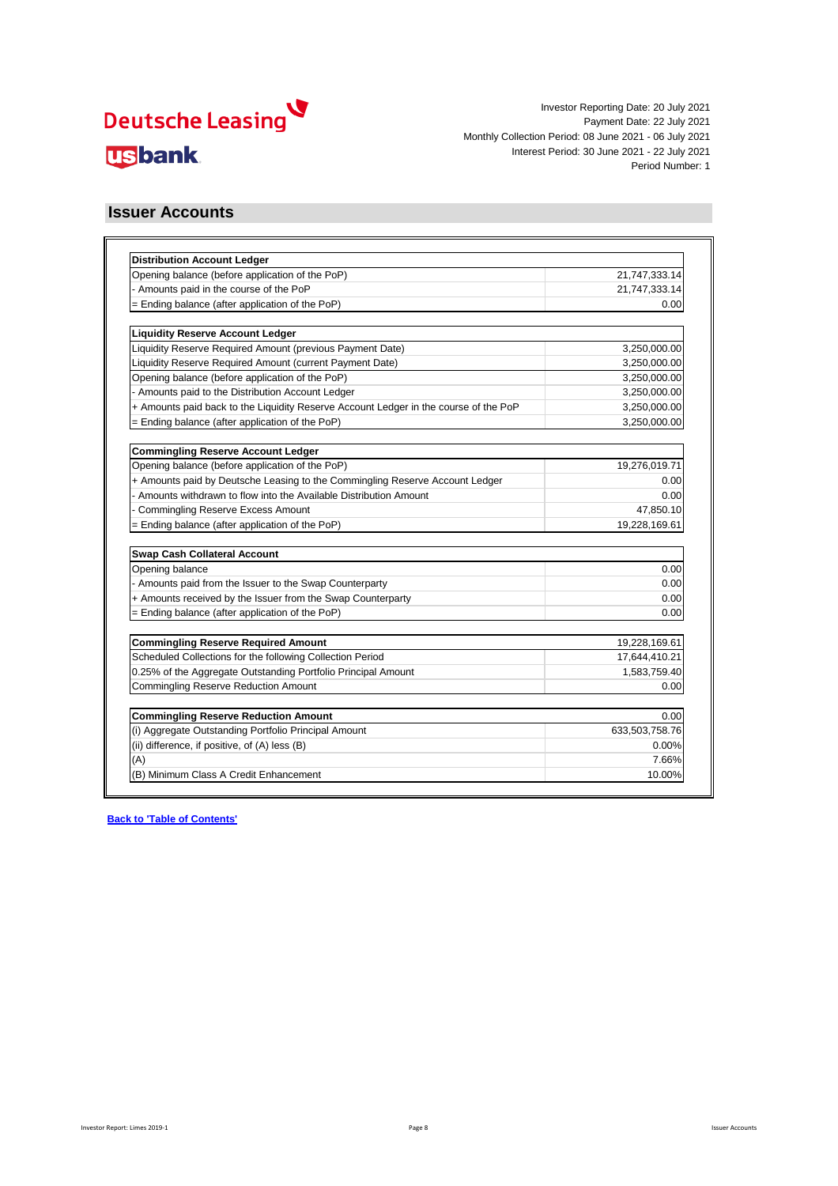Investor Reporting Date: 20 July 2021
Payment Date: 22 July 2021
Monthly Collection Period: 08 June 2021 - 06 July 2021
Interest Period: 30 June 2021 - 22 July 2021
Period Number: 1

## Issuer Accounts

| Distribution Account Ledger | |
|---|---|
| Opening balance (before application of the PoP) | 21,747,333.14 |
| - Amounts paid in the course of the PoP | 21,747,333.14 |
| = Ending balance (after application of the PoP) | 0.00 |

| Liquidity Reserve Account Ledger | |
|---|---|
| Liquidity Reserve Required Amount (previous Payment Date) | 3,250,000.00 |
| Liquidity Reserve Required Amount (current Payment Date) | 3,250,000.00 |
| Opening balance (before application of the PoP) | 3,250,000.00 |
| - Amounts paid to the Distribution Account Ledger | 3,250,000.00 |
| + Amounts paid back to the Liquidity Reserve Account Ledger in the course of the PoP | 3,250,000.00 |
| = Ending balance (after application of the PoP) | 3,250,000.00 |

| Commingling Reserve Account Ledger | |
|---|---|
| Opening balance (before application of the PoP) | 19,276,019.71 |
| + Amounts paid by Deutsche Leasing to the Commingling Reserve Account Ledger | 0.00 |
| - Amounts withdrawn to flow into the Available Distribution Amount | 0.00 |
| - Commingling Reserve Excess Amount | 47,850.10 |
| = Ending balance (after application of the PoP) | 19,228,169.61 |

| Swap Cash Collateral Account | |
|---|---|
| Opening balance | 0.00 |
| - Amounts paid from the Issuer to the Swap Counterparty | 0.00 |
| + Amounts received by the Issuer from the Swap Counterparty | 0.00 |
| = Ending balance (after application of the PoP) | 0.00 |

| Commingling Reserve Required Amount | 19,228,169.61 |
|---|---|
| Scheduled Collections for the following Collection Period | 17,644,410.21 |
| 0.25% of the Aggregate Outstanding Portfolio Principal Amount | 1,583,759.40 |
| Commingling Reserve Reduction Amount | 0.00 |

| Commingling Reserve Reduction Amount | 0.00 |
|---|---|
| (i) Aggregate Outstanding Portfolio Principal Amount | 633,503,758.76 |
| (ii) difference, if positive, of (A) less (B) | 0.00% |
| (A) | 7.66% |
| (B) Minimum Class A Credit Enhancement | 10.00% |

**Back to 'Table of Contents'**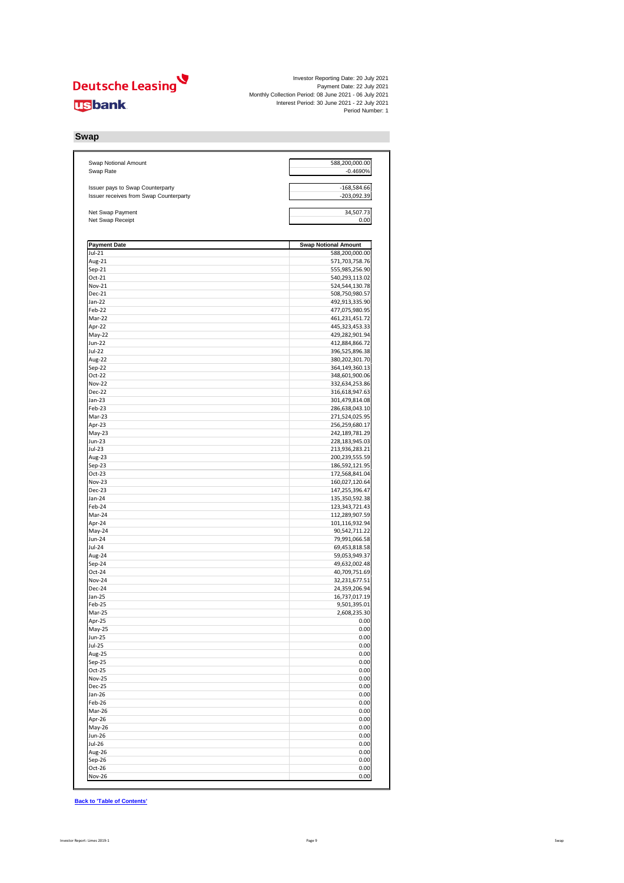Deutsche Leasing

usbank

Investor Reporting Date: 20 July 2021
Payment Date: 22 July 2021
Monthly Collection Period: 08 June 2021 - 06 July 2021
Interest Period: 30 June 2021 - 22 July 2021
Period Number: 1

## Swap

| | |
|---|---|
| Swap Notional Amount | 588,200,000.00 |
| Swap Rate | -0.4690% |
| | |
| Issuer pays to Swap Counterparty | -168,584.66 |
| Issuer receives from Swap Counterparty | -203,092.39 |
| | |
| Net Swap Payment | 34,507.73 |
| Net Swap Receipt | 0.00 |

| Payment Date | Swap Notional Amount |
|---|---|
| Jul-21 | 588,200,000.00 |
| Aug-21 | 571,703,758.76 |
| Sep-21 | 555,985,256.90 |
| Oct-21 | 540,293,113.02 |
| Nov-21 | 524,544,130.78 |
| Dec-21 | 508,750,980.57 |
| Jan-22 | 492,913,335.90 |
| Feb-22 | 477,075,980.95 |
| Mar-22 | 461,231,451.72 |
| Apr-22 | 445,323,453.33 |
| May-22 | 429,282,901.94 |
| Jun-22 | 412,884,866.72 |
| Jul-22 | 396,525,896.38 |
| Aug-22 | 380,202,301.70 |
| Sep-22 | 364,149,360.13 |
| Oct-22 | 348,601,900.06 |
| Nov-22 | 332,634,253.86 |
| Dec-22 | 316,618,947.63 |
| Jan-23 | 301,479,814.08 |
| Feb-23 | 286,638,043.10 |
| Mar-23 | 271,524,025.95 |
| Apr-23 | 256,259,680.17 |
| May-23 | 242,189,781.29 |
| Jun-23 | 228,183,945.03 |
| Jul-23 | 213,936,283.21 |
| Aug-23 | 200,239,555.59 |
| Sep-23 | 186,592,121.95 |
| Oct-23 | 172,568,841.04 |
| Nov-23 | 160,027,120.64 |
| Dec-23 | 147,255,396.47 |
| Jan-24 | 135,350,592.38 |
| Feb-24 | 123,343,721.43 |
| Mar-24 | 112,289,907.59 |
| Apr-24 | 101,116,932.94 |
| May-24 | 90,542,711.22 |
| Jun-24 | 79,991,066.58 |
| Jul-24 | 69,453,818.58 |
| Aug-24 | 59,053,949.37 |
| Sep-24 | 49,632,002.48 |
| Oct-24 | 40,709,751.69 |
| Nov-24 | 32,231,677.51 |
| Dec-24 | 24,359,206.94 |
| Jan-25 | 16,737,017.19 |
| Feb-25 | 9,501,395.01 |
| Mar-25 | 2,608,235.30 |
| Apr-25 | 0.00 |
| May-25 | 0.00 |
| Jun-25 | 0.00 |
| Jul-25 | 0.00 |
| Aug-25 | 0.00 |
| Sep-25 | 0.00 |
| Oct-25 | 0.00 |
| Nov-25 | 0.00 |
| Dec-25 | 0.00 |
| Jan-26 | 0.00 |
| Feb-26 | 0.00 |
| Mar-26 | 0.00 |
| Apr-26 | 0.00 |
| May-26 | 0.00 |
| Jun-26 | 0.00 |
| Jul-26 | 0.00 |
| Aug-26 | 0.00 |
| Sep-26 | 0.00 |
| Oct-26 | 0.00 |
| Nov-26 | 0.00 |

**Back to 'Table of Contents'**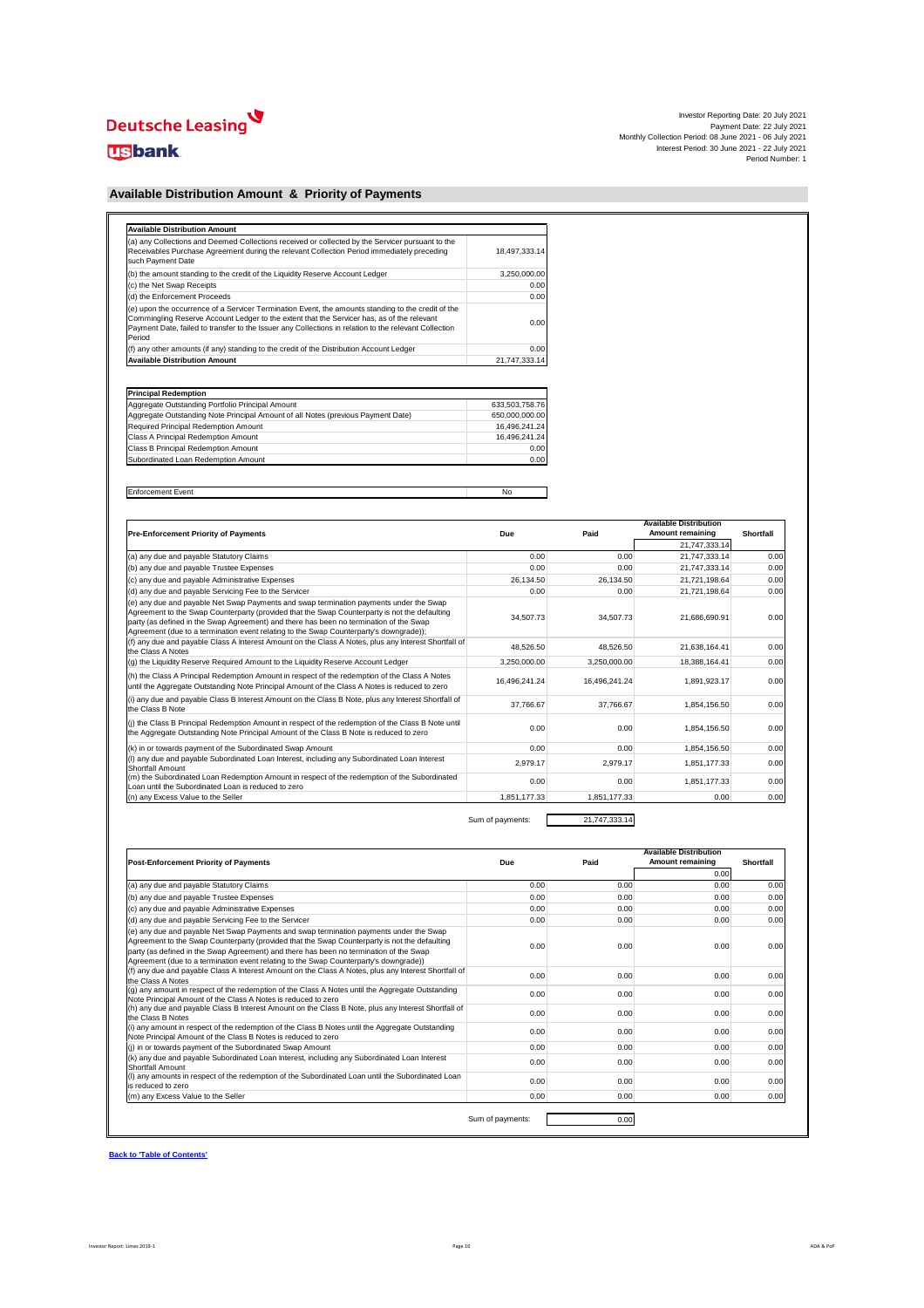Deutsche Leasing

usbank

Investor Reporting Date: 20 July 2021
Payment Date: 22 July 2021
Monthly Collection Period: 08 June 2021 - 06 July 2021
Interest Period: 30 June 2021 - 22 July 2021
Period Number: 1

## Available Distribution Amount & Priority of Payments

| Available Distribution Amount | |
|---|---|
| (a) any Collections and Deemed Collections received or collected by the Servicer pursuant to the Receivables Purchase Agreement during the relevant Collection Period immediately preceding such Payment Date | 18,497,333.14 |
| (b) the amount standing to the credit of the Liquidity Reserve Account Ledger | 3,250,000.00 |
| (c) the Net Swap Receipts | 0.00 |
| (d) the Enforcement Proceeds | 0.00 |
| (e) upon the occurrence of a Servicer Termination Event, the amounts standing to the credit of the Commingling Reserve Account Ledger to the extent that the Servicer has, as of the relevant Payment Date, failed to transfer to the Issuer any Collections in relation to the relevant Collection Period | 0.00 |
| (f) any other amounts (if any) standing to the credit of the Distribution Account Ledger | 0.00 |
| **Available Distribution Amount** | 21,747,333.14 |

| Principal Redemption | |
|---|---|
| Aggregate Outstanding Portfolio Principal Amount | 633,503,758.76 |
| Aggregate Outstanding Note Principal Amount of all Notes (previous Payment Date) | 650,000,000.00 |
| Required Principal Redemption Amount | 16,496,241.24 |
| Class A Principal Redemption Amount | 16,496,241.24 |
| Class B Principal Redemption Amount | 0.00 |
| Subordinated Loan Redemption Amount | 0.00 |

| Enforcement Event | No |
|---|---|

| Pre-Enforcement Priority of Payments | Due | Paid | Available Distribution Amount remaining | Shortfall |
|---|---|---|---|---|
| | | | 21,747,333.14 | |
| (a) any due and payable Statutory Claims | 0.00 | 0.00 | 21,747,333.14 | 0.00 |
| (b) any due and payable Trustee Expenses | 0.00 | 0.00 | 21,747,333.14 | 0.00 |
| (c) any due and payable Administrative Expenses | 26,134.50 | 26,134.50 | 21,721,198.64 | 0.00 |
| (d) any due and payable Servicing Fee to the Servicer | 0.00 | 0.00 | 21,721,198.64 | 0.00 |
| (e) any due and payable Net Swap Payments and swap termination payments under the Swap Agreement to the Swap Counterparty (provided that the Swap Counterparty is not the defaulting party (as defined in the Swap Agreement) and there has been no termination of the Swap Agreement (due to a termination event relating to the Swap Counterparty's downgrade)); | 34,507.73 | 34,507.73 | 21,686,690.91 | 0.00 |
| (f) any due and payable Class A Interest Amount on the Class A Notes, plus any Interest Shortfall of the Class A Notes | 48,526.50 | 48,526.50 | 21,638,164.41 | 0.00 |
| (g) the Liquidity Reserve Required Amount to the Liquidity Reserve Account Ledger | 3,250,000.00 | 3,250,000.00 | 18,388,164.41 | 0.00 |
| (h) the Class A Principal Redemption Amount in respect of the redemption of the Class A Notes until the Aggregate Outstanding Note Principal Amount of the Class A Notes is reduced to zero | 16,496,241.24 | 16,496,241.24 | 1,891,923.17 | 0.00 |
| (i) any due and payable Class B Interest Amount on the Class B Note, plus any Interest Shortfall of the Class B Note | 37,766.67 | 37,766.67 | 1,854,156.50 | 0.00 |
| (j) the Class B Principal Redemption Amount in respect of the redemption of the Class B Note until the Aggregate Outstanding Note Principal Amount of the Class B Note is reduced to zero | 0.00 | 0.00 | 1,854,156.50 | 0.00 |
| (k) in or towards payment of the Subordinated Swap Amount | 0.00 | 0.00 | 1,854,156.50 | 0.00 |
| (l) any due and payable Subordinated Loan Interest, including any Subordinated Loan Interest Shortfall Amount | 2,979.17 | 2,979.17 | 1,851,177.33 | 0.00 |
| (m) the Subordinated Loan Redemption Amount in respect of the redemption of the Subordinated Loan until the Subordinated Loan is reduced to zero | 0.00 | 0.00 | 1,851,177.33 | 0.00 |
| (n) any Excess Value to the Seller | 1,851,177.33 | 1,851,177.33 | 0.00 | 0.00 |

Sum of payments: 21,747,333.14

| Post-Enforcement Priority of Payments | Due | Paid | Available Distribution Amount remaining | Shortfall |
|---|---|---|---|---|
| | | | 0.00 | |
| (a) any due and payable Statutory Claims | 0.00 | 0.00 | 0.00 | 0.00 |
| (b) any due and payable Trustee Expenses | 0.00 | 0.00 | 0.00 | 0.00 |
| (c) any due and payable Administrative Expenses | 0.00 | 0.00 | 0.00 | 0.00 |
| (d) any due and payable Servicing Fee to the Servicer | 0.00 | 0.00 | 0.00 | 0.00 |
| (e) any due and payable Net Swap Payments and swap termination payments under the Swap Agreement to the Swap Counterparty (provided that the Swap Counterparty is not the defaulting party (as defined in the Swap Agreement) and there has been no termination of the Swap Agreement (due to a termination event relating to the Swap Counterparty's downgrade)) | 0.00 | 0.00 | 0.00 | 0.00 |
| (f) any due and payable Class A Interest Amount on the Class A Notes, plus any Interest Shortfall of the Class A Notes | 0.00 | 0.00 | 0.00 | 0.00 |
| (g) any amount in respect of the redemption of the Class A Notes until the Aggregate Outstanding Note Principal Amount of the Class A Notes is reduced to zero | 0.00 | 0.00 | 0.00 | 0.00 |
| (h) any due and payable Class B Interest Amount on the Class B Note, plus any Interest Shortfall of the Class B Notes | 0.00 | 0.00 | 0.00 | 0.00 |
| (i) any amount in respect of the redemption of the Class B Notes until the Aggregate Outstanding Note Principal Amount of the Class B Notes is reduced to zero | 0.00 | 0.00 | 0.00 | 0.00 |
| (j) in or towards payment of the Subordinated Swap Amount | 0.00 | 0.00 | 0.00 | 0.00 |
| (k) any due and payable Subordinated Loan Interest, including any Subordinated Loan Interest Shortfall Amount | 0.00 | 0.00 | 0.00 | 0.00 |
| (l) any amounts in respect of the redemption of the Subordinated Loan until the Subordinated Loan is reduced to zero | 0.00 | 0.00 | 0.00 | 0.00 |
| (m) any Excess Value to the Seller | 0.00 | 0.00 | 0.00 | 0.00 |

Sum of payments: 0.00

**Back to 'Table of Contents'**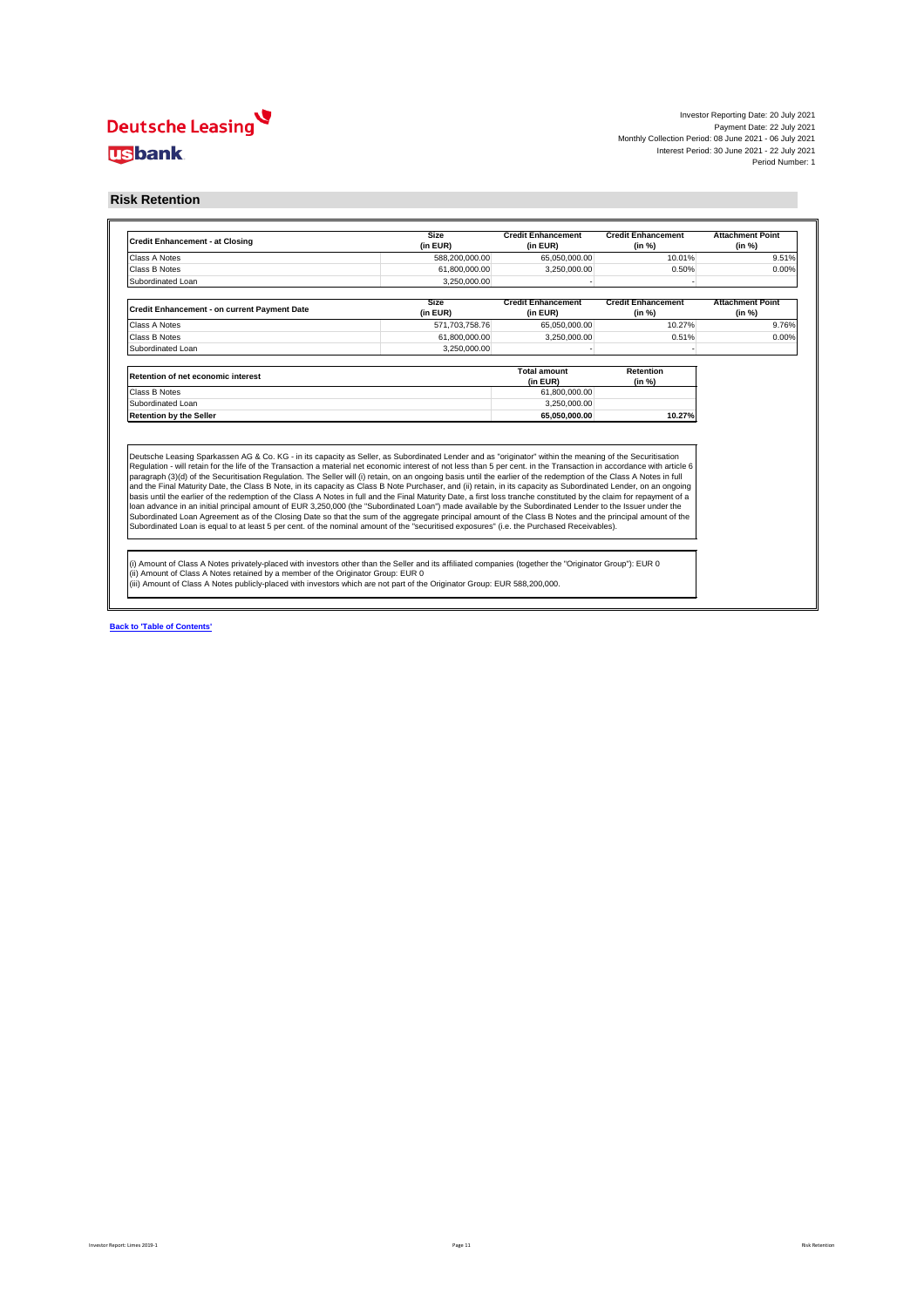Deutsche Leasing

usbank

Investor Reporting Date: 20 July 2021
Payment Date: 22 July 2021
Monthly Collection Period: 08 June 2021 - 06 July 2021
Interest Period: 30 June 2021 - 22 July 2021
Period Number: 1

## Risk Retention

| Credit Enhancement - at Closing | Size (in EUR) | Credit Enhancement (in EUR) | Credit Enhancement (in %) | Attachment Point (in %) |
|---|---|---|---|---|
| Class A Notes | 588,200,000.00 | 65,050,000.00 | 10.01% | 9.51% |
| Class B Notes | 61,800,000.00 | 3,250,000.00 | 0.50% | 0.00% |
| Subordinated Loan | 3,250,000.00 | - | - | |

| Credit Enhancement - on current Payment Date | Size (in EUR) | Credit Enhancement (in EUR) | Credit Enhancement (in %) | Attachment Point (in %) |
|---|---|---|---|---|
| Class A Notes | 571,703,758.76 | 65,050,000.00 | 10.27% | 9.76% |
| Class B Notes | 61,800,000.00 | 3,250,000.00 | 0.51% | 0.00% |
| Subordinated Loan | 3,250,000.00 | - | - | |

| Retention of net economic interest | Total amount (in EUR) | Retention (in %) |
|---|---|---|
| Class B Notes | 61,800,000.00 | |
| Subordinated Loan | 3,250,000.00 | |
| **Retention by the Seller** | **65,050,000.00** | **10.27%** |

Deutsche Leasing Sparkassen AG & Co. KG - in its capacity as Seller, as Subordinated Lender and as "originator" within the meaning of the Securitisation Regulation - will retain for the life of the Transaction a material net economic interest of not less than 5 per cent. in the Transaction in accordance with article 6 paragraph (3)(d) of the Securitisation Regulation. The Seller will (i) retain, on an ongoing basis until the earlier of the redemption of the Class A Notes in full and the Final Maturity Date, the Class B Note, in its capacity as Class B Note Purchaser, and (ii) retain, in its capacity as Subordinated Lender, on an ongoing basis until the earlier of the redemption of the Class A Notes in full and the Final Maturity Date, a first loss tranche constituted by the claim for repayment of a loan advance in an initial principal amount of EUR 3,250,000 (the "Subordinated Loan") made available by the Subordinated Lender to the Issuer under the Subordinated Loan Agreement as of the Closing Date so that the sum of the aggregate principal amount of the Class B Notes and the principal amount of the Subordinated Loan is equal to at least 5 per cent. of the nominal amount of the "securitised exposures" (i.e. the Purchased Receivables).

(i) Amount of Class A Notes privately-placed with investors other than the Seller and its affiliated companies (together the "Originator Group"): EUR 0
(ii) Amount of Class A Notes retained by a member of the Originator Group: EUR 0
(iii) Amount of Class A Notes publicly-placed with investors which are not part of the Originator Group: EUR 588,200,000.

Back to 'Table of Contents'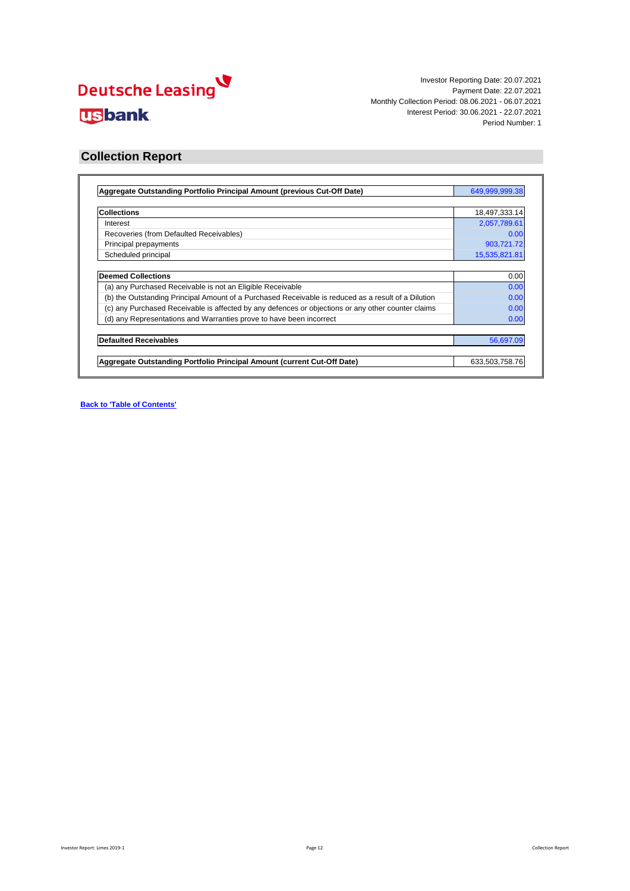Deutsche Leasing

usbank

Investor Reporting Date: 20.07.2021
Payment Date: 22.07.2021
Monthly Collection Period: 08.06.2021 - 06.07.2021
Interest Period: 30.06.2021 - 22.07.2021
Period Number: 1

## Collection Report

| **Aggregate Outstanding Portfolio Principal Amount (previous Cut-Off Date)** | 649,999,999.38 |
|---|---|

| **Collections** | 18,497,333.14 |
|---|---|
| Interest | 2,057,789.61 |
| Recoveries (from Defaulted Receivables) | 0.00 |
| Principal prepayments | 903,721.72 |
| Scheduled principal | 15,535,821.81 |

| **Deemed Collections** | 0.00 |
|---|---|
| (a) any Purchased Receivable is not an Eligible Receivable | 0.00 |
| (b) the Outstanding Principal Amount of a Purchased Receivable is reduced as a result of a Dilution | 0.00 |
| (c) any Purchased Receivable is affected by any defences or objections or any other counter claims | 0.00 |
| (d) any Representations and Warranties prove to have been incorrect | 0.00 |

| **Defaulted Receivables** | 56,697.09 |
|---|---|

| **Aggregate Outstanding Portfolio Principal Amount (current Cut-Off Date)** | 633,503,758.76 |
|---|---|

**Back to 'Table of Contents'**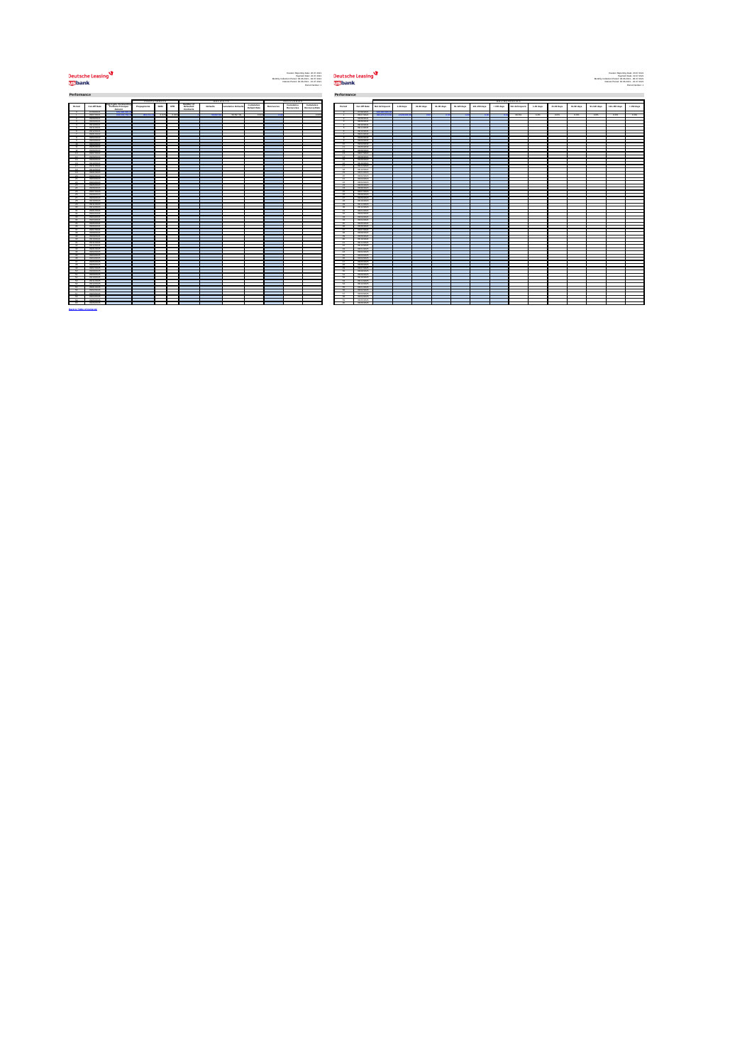Deutsche Leasing

usbank

## Performance

Deutsche Leasing

usbank

## Performance

Back to Table of Contents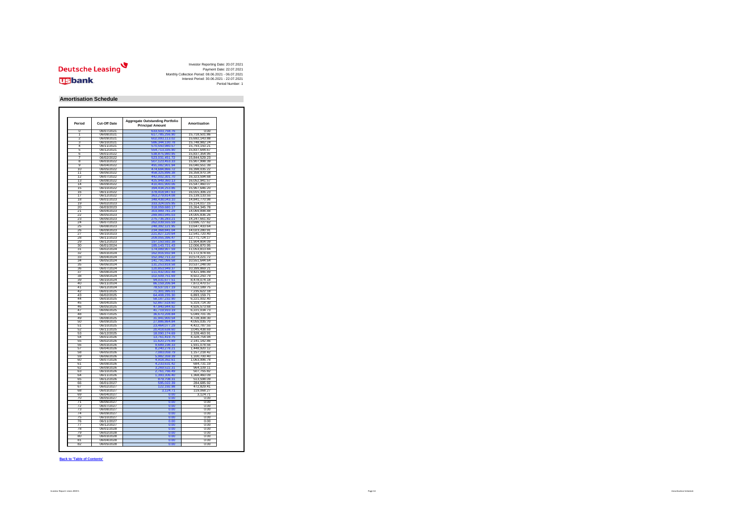Deutsche Leasing

usbank

Investor Reporting Date: 20.07.2021
Payment Date: 22.07.2021
Monthly Collection Period: 08.06.2021 - 06.07.2021
Interest Period: 30.06.2021 - 22.07.2021
Period Number: 1

## Amortisation Schedule

| Period | Cut-Off Date | Aggregate Outstanding Portfolio Principal Amount | Amortisation |
|---|---|---|---|
| 0 | 06/07/2021 | 633,503,758.76 | 0.00 |
| 1 | 06/08/2021 | 617,785,256.90 | 15,718,501.86 |
| 2 | 06/09/2021 | 602,093,113.02 | 15,692,143.88 |
| 3 | 06/10/2021 | 586,344,130.78 | 15,748,982.24 |
| 4 | 06/11/2021 | 570,550,980.57 | 15,793,150.21 |
| 5 | 06/12/2021 | 554,713,335.90 | 15,837,644.67 |
| 6 | 06/01/2022 | 538,875,980.95 | 15,837,354.95 |
| 7 | 06/02/2022 | 523,031,451.72 | 15,844,529.23 |
| 8 | 06/03/2022 | 507,123,453.33 | 15,907,998.39 |
| 9 | 06/04/2022 | 491,082,901.94 | 16,040,551.39 |
| 10 | 06/05/2022 | 474,684,866.72 | 16,398,035.22 |
| 11 | 06/06/2022 | 458,325,896.38 | 16,358,970.34 |
| 12 | 06/07/2022 | 442,002,301.70 | 16,323,594.68 |
| 13 | 06/08/2022 | 425,949,360.13 | 16,052,941.57 |
| 14 | 06/09/2022 | 410,401,900.06 | 15,547,460.07 |
| 15 | 06/10/2022 | 394,434,253.86 | 15,967,646.20 |
| 16 | 06/11/2022 | 378,418,947.63 | 16,015,306.23 |
| 17 | 06/12/2022 | 363,279,814.08 | 15,139,133.55 |
| 18 | 06/01/2023 | 348,438,043.10 | 14,841,770.98 |
| 19 | 06/02/2023 | 333,324,025.95 | 15,114,017.15 |
| 20 | 06/03/2023 | 318,059,680.17 | 15,264,345.78 |
| 21 | 06/04/2023 | 303,989,781.29 | 14,069,898.88 |
| 22 | 06/05/2023 | 289,983,945.03 | 14,005,836.26 |
| 23 | 06/06/2023 | 275,736,283.21 | 14,247,661.82 |
| 24 | 06/07/2023 | 262,039,555.59 | 13,696,727.62 |
| 25 | 06/08/2023 | 248,392,121.95 | 13,647,433.64 |
| 26 | 06/09/2023 | 234,368,841.04 | 14,023,280.91 |
| 27 | 06/10/2023 | 221,827,120.64 | 12,541,720.40 |
| 28 | 06/11/2023 | 209,055,396.47 | 12,771,724.17 |
| 29 | 06/12/2023 | 197,150,592.38 | 11,904,804.09 |
| 30 | 06/01/2024 | 185,143,721.43 | 12,006,870.95 |
| 31 | 06/02/2024 | 174,089,907.59 | 11,053,813.84 |
| 32 | 06/03/2024 | 162,916,932.94 | 11,172,974.65 |
| 33 | 06/04/2024 | 152,342,711.22 | 10,574,221.72 |
| 34 | 06/05/2024 | 141,791,066.58 | 10,551,644.64 |
| 35 | 06/06/2024 | 131,253,818.58 | 10,537,248.00 |
| 36 | 06/07/2024 | 120,853,949.37 | 10,399,869.21 |
| 37 | 06/08/2024 | 111,432,002.48 | 9,421,946.89 |
| 38 | 06/09/2024 | 102,509,751.69 | 8,922,250.79 |
| 39 | 06/10/2024 | 94,031,677.51 | 8,478,074.18 |
| 40 | 06/11/2024 | 86,159,206.94 | 7,872,470.57 |
| 41 | 06/12/2024 | 78,537,017.19 | 7,622,189.75 |
| 42 | 06/01/2025 | 71,301,395.01 | 7,235,622.18 |
| 43 | 06/02/2025 | 64,408,235.30 | 6,893,159.71 |
| 44 | 06/03/2025 | 58,187,232.90 | 6,221,002.40 |
| 45 | 06/04/2025 | 52,867,518.60 | 5,319,714.30 |
| 46 | 06/05/2025 | 47,940,944.92 | 4,926,573.68 |
| 47 | 06/06/2025 | 41,719,910.19 | 6,221,034.73 |
| 48 | 06/07/2025 | 36,670,208.84 | 5,049,701.35 |
| 49 | 06/08/2025 | 31,941,900.54 | 4,728,308.30 |
| 50 | 06/09/2025 | 27,886,864.84 | 4,055,035.70 |
| 51 | 06/10/2025 | 23,464,077.29 | 4,422,787.55 |
| 52 | 06/11/2025 | 20,418,638.60 | 3,045,438.69 |
| 53 | 06/12/2025 | 18,090,174.69 | 2,328,463.91 |
| 54 | 06/01/2026 | 13,761,419.75 | 4,328,754.94 |
| 55 | 06/02/2026 | 11,620,276.89 | 2,141,142.86 |
| 56 | 06/03/2026 | 9,689,198.33 | 1,931,078.56 |
| 57 | 06/04/2026 | 8,240,278.21 | 1,448,920.12 |
| 58 | 06/05/2026 | 7,083,059.79 | 1,157,218.42 |
| 59 | 06/06/2026 | 5,982,359.39 | 1,100,700.40 |
| 60 | 06/07/2026 | 4,918,362.61 | 1,063,996.78 |
| 61 | 06/08/2026 | 4,233,631.42 | 684,731.19 |
| 62 | 06/09/2026 | 3,269,522.31 | 964,109.11 |
| 63 | 06/10/2026 | 2,761,766.49 | 507,755.82 |
| 64 | 06/11/2026 | 1,393,306.40 | 1,368,460.09 |
| 65 | 06/12/2026 | 879,708.31 | 513,598.09 |
| 66 | 06/01/2027 | 595,022.39 | 284,685.92 |
| 67 | 06/02/2027 | 122,192.98 | 472,829.41 |
| 68 | 06/03/2027 | 3,124.71 | 119,068.27 |
| 69 | 06/04/2027 | 0.00 | 3,124.71 |
| 70 | 06/05/2027 | 0.00 | 0.00 |
| 71 | 06/06/2027 | 0.00 | 0.00 |
| 72 | 06/07/2027 | 0.00 | 0.00 |
| 73 | 06/08/2027 | 0.00 | 0.00 |
| 74 | 06/09/2027 | 0.00 | 0.00 |
| 75 | 06/10/2027 | 0.00 | 0.00 |
| 76 | 06/11/2027 | 0.00 | 0.00 |
| 77 | 06/12/2027 | 0.00 | 0.00 |
| 78 | 06/01/2028 | 0.00 | 0.00 |
| 79 | 06/02/2028 | 0.00 | 0.00 |
| 80 | 06/03/2028 | 0.00 | 0.00 |
| 81 | 06/04/2028 | 0.00 | 0.00 |
| 82 | 06/05/2028 | 0.00 | 0.00 |

Back to 'Table of Contents'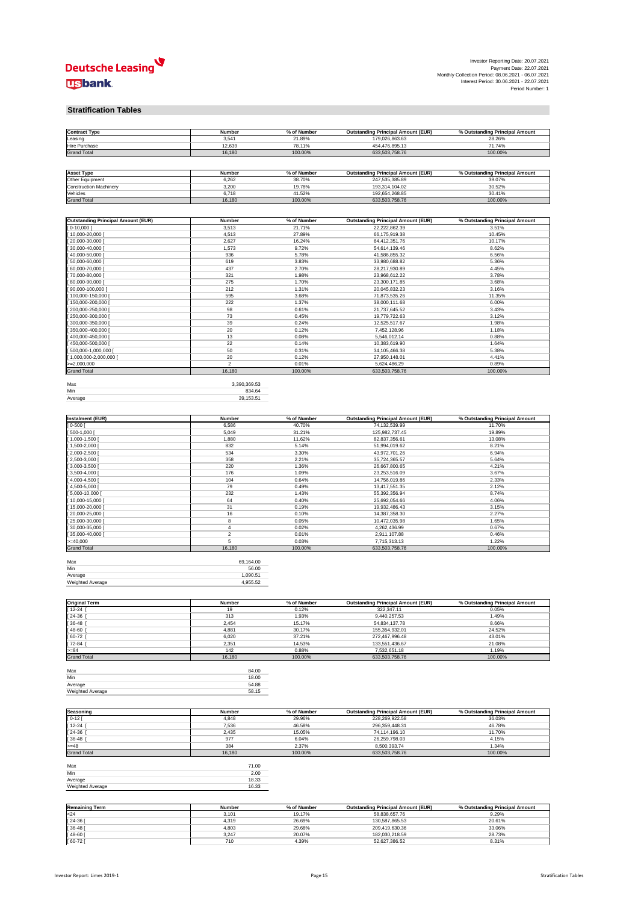Investor Reporting Date: 20.07.2021
Payment Date: 22.07.2021
Monthly Collection Period: 08.06.2021 - 06.07.2021
Interest Period: 30.06.2021 - 22.07.2021
Period Number: 1

## Stratification Tables

| Contract Type | Number | % of Number | Outstanding Principal Amount (EUR) | % Outstanding Principal Amount |
|---|---|---|---|---|
| Leasing | 3,541 | 21.89% | 179,026,863.63 | 28.26% |
| Hire Purchase | 12,639 | 78.11% | 454,476,895.13 | 71.74% |
| Grand Total | 16,180 | 100.00% | 633,503,758.76 | 100.00% |

| Asset Type | Number | % of Number | Outstanding Principal Amount (EUR) | % Outstanding Principal Amount |
|---|---|---|---|---|
| Other Equipment | 6,262 | 38.70% | 247,535,385.89 | 39.07% |
| Construction Machinery | 3,200 | 19.78% | 193,314,104.02 | 30.52% |
| Vehicles | 6,718 | 41.52% | 192,654,268.85 | 30.41% |
| Grand Total | 16,180 | 100.00% | 633,503,758.76 | 100.00% |

| Outstanding Principal Amount (EUR) | Number | % of Number | Outstanding Principal Amount (EUR) | % Outstanding Principal Amount |
|---|---|---|---|---|
| [ 0-10,000 [ | 3,513 | 21.71% | 22,222,862.39 | 3.51% |
| [ 10,000-20,000 [ | 4,513 | 27.89% | 66,175,919.38 | 10.45% |
| [ 20,000-30,000 [ | 2,627 | 16.24% | 64,412,351.76 | 10.17% |
| [ 30,000-40,000 [ | 1,573 | 9.72% | 54,614,139.46 | 8.62% |
| [ 40,000-50,000 [ | 936 | 5.78% | 41,586,855.32 | 6.56% |
| [ 50,000-60,000 [ | 619 | 3.83% | 33,980,688.82 | 5.36% |
| [ 60,000-70,000 [ | 437 | 2.70% | 28,217,930.89 | 4.45% |
| [ 70,000-80,000 [ | 321 | 1.98% | 23,968,612.22 | 3.78% |
| [ 80,000-90,000 [ | 275 | 1.70% | 23,300,171.85 | 3.68% |
| [ 90,000-100,000 [ | 212 | 1.31% | 20,045,832.23 | 3.16% |
| [ 100,000-150,000 [ | 595 | 3.68% | 71,873,535.26 | 11.35% |
| [ 150,000-200,000 [ | 222 | 1.37% | 38,000,111.68 | 6.00% |
| [ 200,000-250,000 [ | 98 | 0.61% | 21,737,645.52 | 3.43% |
| [ 250,000-300,000 [ | 73 | 0.45% | 19,779,722.63 | 3.12% |
| [ 300,000-350,000 [ | 39 | 0.24% | 12,525,517.67 | 1.98% |
| [ 350,000-400,000 [ | 20 | 0.12% | 7,452,128.96 | 1.18% |
| [ 400,000-450,000 [ | 13 | 0.08% | 5,546,012.14 | 0.88% |
| [ 450,000-500,000 [ | 22 | 0.14% | 10,383,619.90 | 1.64% |
| [ 500,000-1,000,000 [ | 50 | 0.31% | 34,105,466.38 | 5.38% |
| [ 1,000,000-2,000,000 [ | 20 | 0.12% | 27,950,148.01 | 4.41% |
| >=2,000,000 | 2 | 0.01% | 5,624,486.29 | 0.89% |
| Grand Total | 16,180 | 100.00% | 633,503,758.76 | 100.00% |

| | |
|---|---|
| Max | 3,390,369.53 |
| Min | 834.64 |
| Average | 39,153.51 |

| Instalment (EUR) | Number | % of Number | Outstanding Principal Amount (EUR) | % Outstanding Principal Amount |
|---|---|---|---|---|
| [ 0-500 [ | 6,586 | 40.70% | 74,132,539.99 | 11.70% |
| [ 500-1,000 [ | 5,049 | 31.21% | 125,982,737.45 | 19.89% |
| [ 1,000-1,500 [ | 1,880 | 11.62% | 82,837,356.61 | 13.08% |
| [ 1,500-2,000 [ | 832 | 5.14% | 51,994,019.62 | 8.21% |
| [ 2,000-2,500 [ | 534 | 3.30% | 43,972,701.26 | 6.94% |
| [ 2,500-3,000 [ | 358 | 2.21% | 35,724,365.57 | 5.64% |
| [ 3,000-3,500 [ | 220 | 1.36% | 26,667,800.65 | 4.21% |
| [ 3,500-4,000 [ | 176 | 1.09% | 23,253,516.09 | 3.67% |
| [ 4,000-4,500 [ | 104 | 0.64% | 14,756,019.86 | 2.33% |
| [ 4,500-5,000 [ | 79 | 0.49% | 13,417,551.35 | 2.12% |
| [ 5,000-10,000 [ | 232 | 1.43% | 55,392,356.94 | 8.74% |
| [ 10,000-15,000 [ | 64 | 0.40% | 25,692,054.66 | 4.06% |
| [ 15,000-20,000 [ | 31 | 0.19% | 19,932,486.43 | 3.15% |
| [ 20,000-25,000 [ | 16 | 0.10% | 14,387,358.30 | 2.27% |
| [ 25,000-30,000 [ | 8 | 0.05% | 10,472,035.98 | 1.65% |
| [ 30,000-35,000 [ | 4 | 0.02% | 4,262,436.99 | 0.67% |
| [ 35,000-40,000 [ | 2 | 0.01% | 2,911,107.88 | 0.46% |
| >=40,000 | 5 | 0.03% | 7,715,313.13 | 1.22% |
| Grand Total | 16,180 | 100.00% | 633,503,758.76 | 100.00% |

| | |
|---|---|
| Max | 69,164.00 |
| Min | 56.00 |
| Average | 1,090.51 |
| Weighted Average | 4,955.52 |

| Original Term | Number | % of Number | Outstanding Principal Amount (EUR) | % Outstanding Principal Amount |
|---|---|---|---|---|
| [ 12-24 [ | 19 | 0.12% | 322,347.11 | 0.05% |
| [ 24-36 [ | 313 | 1.93% | 9,440,257.53 | 1.49% |
| [ 36-48 [ | 2,454 | 15.17% | 54,834,137.78 | 8.66% |
| [ 48-60 [ | 4,881 | 30.17% | 155,354,932.01 | 24.52% |
| [ 60-72 [ | 6,020 | 37.21% | 272,467,996.48 | 43.01% |
| [ 72-84 [ | 2,351 | 14.53% | 133,551,436.67 | 21.08% |
| >=84 | 142 | 0.88% | 7,532,651.18 | 1.19% |
| Grand Total | 16,180 | 100.00% | 633,503,758.76 | 100.00% |

| | |
|---|---|
| Max | 84.00 |
| Min | 18.00 |
| Average | 54.88 |
| Weighted Average | 58.15 |

| Seasoning | Number | % of Number | Outstanding Principal Amount (EUR) | % Outstanding Principal Amount |
|---|---|---|---|---|
| [ 0-12 [ | 4,848 | 29.96% | 228,269,922.58 | 36.03% |
| [ 12-24 [ | 7,536 | 46.58% | 296,359,448.31 | 46.78% |
| [ 24-36 [ | 2,435 | 15.05% | 74,114,196.10 | 11.70% |
| [ 36-48 [ | 977 | 6.04% | 26,259,798.03 | 4.15% |
| >=48 | 384 | 2.37% | 8,500,393.74 | 1.34% |
| Grand Total | 16,180 | 100.00% | 633,503,758.76 | 100.00% |

| | |
|---|---|
| Max | 71.00 |
| Min | 2.00 |
| Average | 18.33 |
| Weighted Average | 16.33 |

| Remaining Term | Number | % of Number | Outstanding Principal Amount (EUR) | % Outstanding Principal Amount |
|---|---|---|---|---|
| <24 | 3,101 | 19.17% | 58,838,657.76 | 9.29% |
| [ 24-36 [ | 4,319 | 26.69% | 130,587,865.53 | 20.61% |
| [ 36-48 [ | 4,803 | 29.68% | 209,419,630.36 | 33.06% |
| [ 48-60 [ | 3,247 | 20.07% | 182,030,218.59 | 28.73% |
| [ 60-72 [ | 710 | 4.39% | 52,627,386.52 | 8.31% |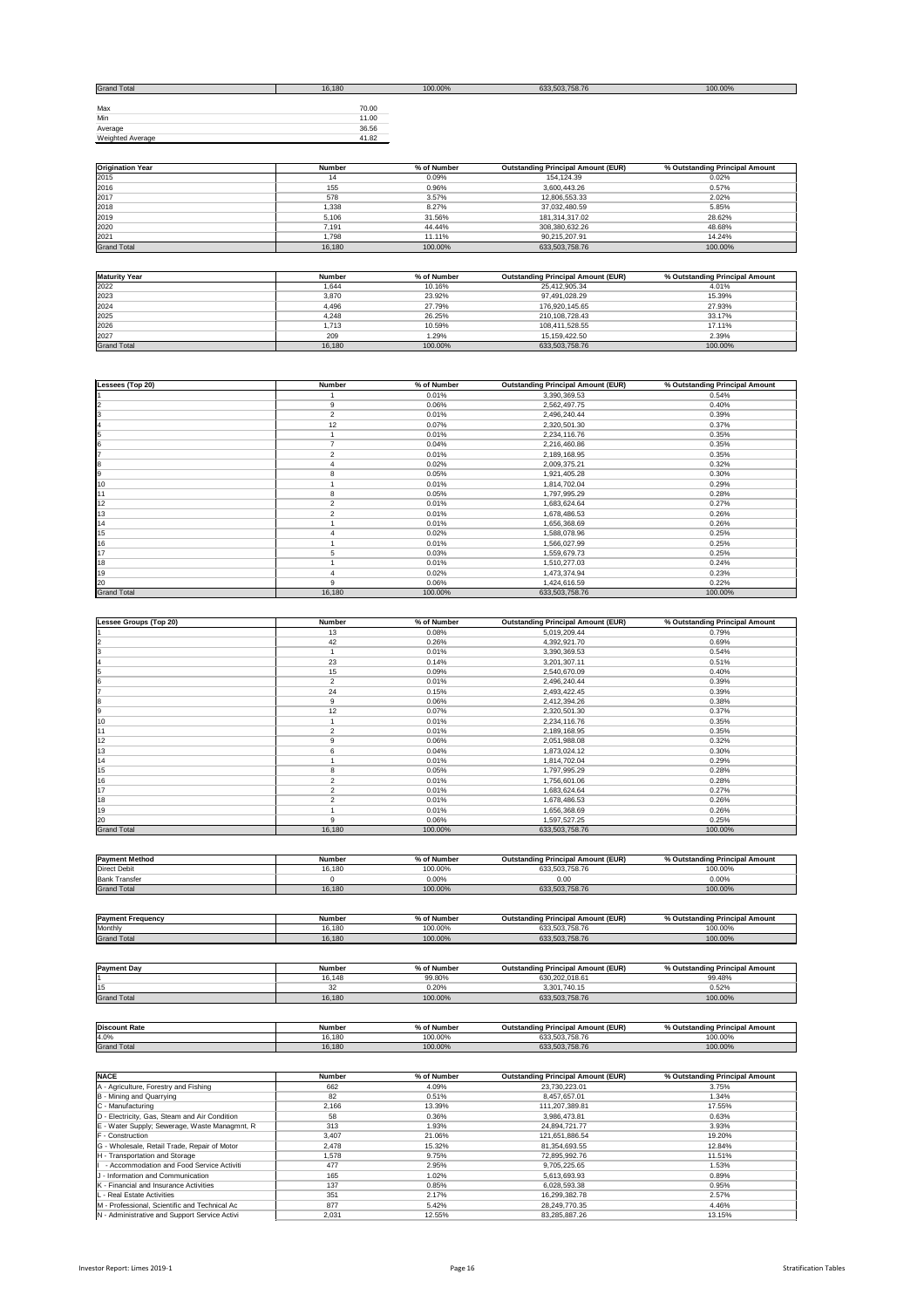| Grand Total | 16,180 | 100.00% | 633,503,758.76 | 100.00% |
|---|---|---|---|---|

| | |
|---|---|
| Max | 70.00 |
| Min | 11.00 |
| Average | 36.56 |
| Weighted Average | 41.82 |

| Origination Year | Number | % of Number | Outstanding Principal Amount (EUR) | % Outstanding Principal Amount |
|---|---|---|---|---|
| 2015 | 14 | 0.09% | 154,124.39 | 0.02% |
| 2016 | 155 | 0.96% | 3,600,443.26 | 0.57% |
| 2017 | 578 | 3.57% | 12,806,553.33 | 2.02% |
| 2018 | 1,338 | 8.27% | 37,032,480.59 | 5.85% |
| 2019 | 5,106 | 31.56% | 181,314,317.02 | 28.62% |
| 2020 | 7,191 | 44.44% | 308,380,632.26 | 48.68% |
| 2021 | 1,798 | 11.11% | 90,215,207.91 | 14.24% |
| Grand Total | 16,180 | 100.00% | 633,503,758.76 | 100.00% |

| Maturity Year | Number | % of Number | Outstanding Principal Amount (EUR) | % Outstanding Principal Amount |
|---|---|---|---|---|
| 2022 | 1,644 | 10.16% | 25,412,905.34 | 4.01% |
| 2023 | 3,870 | 23.92% | 97,491,028.29 | 15.39% |
| 2024 | 4,496 | 27.79% | 176,920,145.65 | 27.93% |
| 2025 | 4,248 | 26.25% | 210,108,728.43 | 33.17% |
| 2026 | 1,713 | 10.59% | 108,411,528.55 | 17.11% |
| 2027 | 209 | 1.29% | 15,159,422.50 | 2.39% |
| Grand Total | 16,180 | 100.00% | 633,503,758.76 | 100.00% |

| Lessees (Top 20) | Number | % of Number | Outstanding Principal Amount (EUR) | % Outstanding Principal Amount |
|---|---|---|---|---|
| 1 | 1 | 0.01% | 3,390,369.53 | 0.54% |
| 2 | 9 | 0.06% | 2,562,497.75 | 0.40% |
| 3 | 2 | 0.01% | 2,496,240.44 | 0.39% |
| 4 | 12 | 0.07% | 2,320,501.30 | 0.37% |
| 5 | 1 | 0.01% | 2,234,116.76 | 0.35% |
| 6 | 7 | 0.04% | 2,216,460.86 | 0.35% |
| 7 | 2 | 0.01% | 2,189,168.95 | 0.35% |
| 8 | 4 | 0.02% | 2,009,375.21 | 0.32% |
| 9 | 8 | 0.05% | 1,921,405.28 | 0.30% |
| 10 | 1 | 0.01% | 1,814,702.04 | 0.29% |
| 11 | 8 | 0.05% | 1,797,995.29 | 0.28% |
| 12 | 2 | 0.01% | 1,683,624.64 | 0.27% |
| 13 | 2 | 0.01% | 1,678,486.53 | 0.26% |
| 14 | 1 | 0.01% | 1,656,368.69 | 0.26% |
| 15 | 4 | 0.02% | 1,588,078.96 | 0.25% |
| 16 | 1 | 0.01% | 1,566,027.99 | 0.25% |
| 17 | 5 | 0.03% | 1,559,679.73 | 0.25% |
| 18 | 1 | 0.01% | 1,510,277.03 | 0.24% |
| 19 | 4 | 0.02% | 1,473,374.94 | 0.23% |
| 20 | 9 | 0.06% | 1,424,616.59 | 0.22% |
| Grand Total | 16,180 | 100.00% | 633,503,758.76 | 100.00% |

| Lessee Groups (Top 20) | Number | % of Number | Outstanding Principal Amount (EUR) | % Outstanding Principal Amount |
|---|---|---|---|---|
| 1 | 13 | 0.08% | 5,019,209.44 | 0.79% |
| 2 | 42 | 0.26% | 4,392,921.70 | 0.69% |
| 3 | 1 | 0.01% | 3,390,369.53 | 0.54% |
| 4 | 23 | 0.14% | 3,201,307.11 | 0.51% |
| 5 | 15 | 0.09% | 2,540,670.09 | 0.40% |
| 6 | 2 | 0.01% | 2,496,240.44 | 0.39% |
| 7 | 24 | 0.15% | 2,493,422.45 | 0.39% |
| 8 | 9 | 0.06% | 2,412,394.26 | 0.38% |
| 9 | 12 | 0.07% | 2,320,501.30 | 0.37% |
| 10 | 1 | 0.01% | 2,234,116.76 | 0.35% |
| 11 | 2 | 0.01% | 2,189,168.95 | 0.35% |
| 12 | 9 | 0.06% | 2,051,988.08 | 0.32% |
| 13 | 6 | 0.04% | 1,873,024.12 | 0.30% |
| 14 | 1 | 0.01% | 1,814,702.04 | 0.29% |
| 15 | 8 | 0.05% | 1,797,995.29 | 0.28% |
| 16 | 2 | 0.01% | 1,756,601.06 | 0.28% |
| 17 | 2 | 0.01% | 1,683,624.64 | 0.27% |
| 18 | 2 | 0.01% | 1,678,486.53 | 0.26% |
| 19 | 1 | 0.01% | 1,656,368.69 | 0.26% |
| 20 | 9 | 0.06% | 1,597,527.25 | 0.25% |
| Grand Total | 16,180 | 100.00% | 633,503,758.76 | 100.00% |

| Payment Method | Number | % of Number | Outstanding Principal Amount (EUR) | % Outstanding Principal Amount |
|---|---|---|---|---|
| Direct Debit | 16,180 | 100.00% | 633,503,758.76 | 100.00% |
| Bank Transfer | 0 | 0.00% | 0.00 | 0.00% |
| Grand Total | 16,180 | 100.00% | 633,503,758.76 | 100.00% |

| Payment Frequency | Number | % of Number | Outstanding Principal Amount (EUR) | % Outstanding Principal Amount |
|---|---|---|---|---|
| Monthly | 16,180 | 100.00% | 633,503,758.76 | 100.00% |
| Grand Total | 16,180 | 100.00% | 633,503,758.76 | 100.00% |

| Payment Day | Number | % of Number | Outstanding Principal Amount (EUR) | % Outstanding Principal Amount |
|---|---|---|---|---|
| 1 | 16,148 | 99.80% | 630,202,018.61 | 99.48% |
| 15 | 32 | 0.20% | 3,301,740.15 | 0.52% |
| Grand Total | 16,180 | 100.00% | 633,503,758.76 | 100.00% |

| Discount Rate | Number | % of Number | Outstanding Principal Amount (EUR) | % Outstanding Principal Amount |
|---|---|---|---|---|
| 4.0% | 16,180 | 100.00% | 633,503,758.76 | 100.00% |
| Grand Total | 16,180 | 100.00% | 633,503,758.76 | 100.00% |

| NACE | Number | % of Number | Outstanding Principal Amount (EUR) | % Outstanding Principal Amount |
|---|---|---|---|---|
| A - Agriculture, Forestry and Fishing | 662 | 4.09% | 23,730,223.01 | 3.75% |
| B - Mining and Quarrying | 82 | 0.51% | 8,457,657.01 | 1.34% |
| C - Manufacturing | 2,166 | 13.39% | 111,207,389.81 | 17.55% |
| D - Electricity, Gas, Steam and Air Condition | 58 | 0.36% | 3,986,473.81 | 0.63% |
| E - Water Supply; Sewerage, Waste Managmnt, R | 313 | 1.93% | 24,894,721.77 | 3.93% |
| F - Construction | 3,407 | 21.06% | 121,651,886.54 | 19.20% |
| G - Wholesale, Retail Trade, Repair of Motor | 2,478 | 15.32% | 81,354,693.55 | 12.84% |
| H - Transportation and Storage | 1,578 | 9.75% | 72,895,992.76 | 11.51% |
| I - Accommodation and Food Service Activiti | 477 | 2.95% | 9,705,225.65 | 1.53% |
| J - Information and Communication | 165 | 1.02% | 5,613,693.93 | 0.89% |
| K - Financial and Insurance Activities | 137 | 0.85% | 6,028,593.38 | 0.95% |
| L - Real Estate Activities | 351 | 2.17% | 16,299,382.78 | 2.57% |
| M - Professional, Scientific and Technical Ac | 877 | 5.42% | 28,249,770.35 | 4.46% |
| N - Administrative and Support Service Activi | 2,031 | 12.55% | 83,285,887.26 | 13.15% |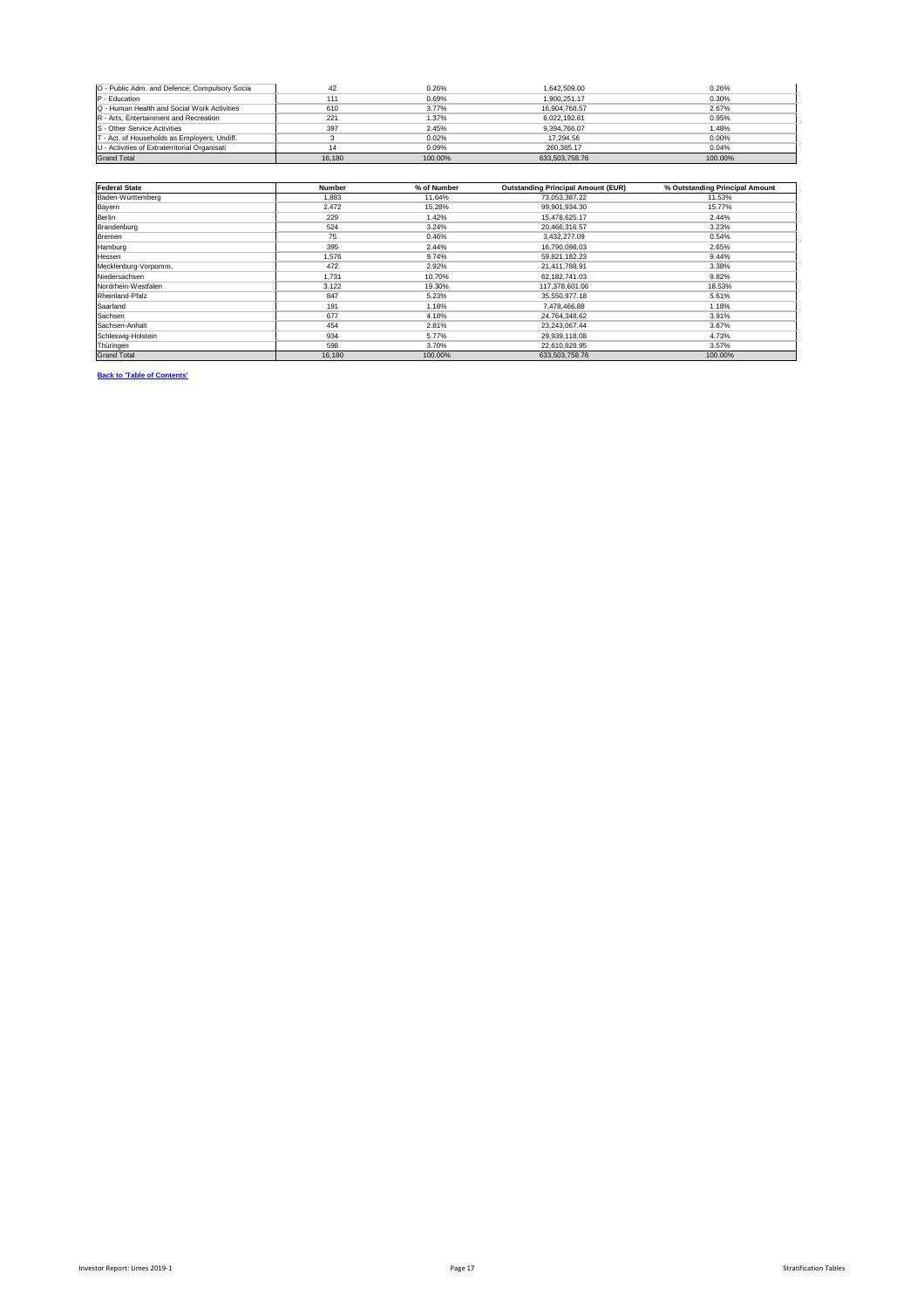| | | | | |
|---|---|---|---|---|
| O - Public Adm. and Defence; Compulsory Socia | 42 | 0.26% | 1,642,509.00 | 0.26% |
| P - Education | 111 | 0.69% | 1,900,251.17 | 0.30% |
| Q - Human Health and Social Work Activities | 610 | 3.77% | 16,904,768.57 | 2.67% |
| R - Arts, Entertainment and Recreation | 221 | 1.37% | 6,022,192.61 | 0.95% |
| S - Other Service Activities | 397 | 2.45% | 9,394,766.07 | 1.48% |
| T - Act. of Households as Employers; Undiff. | 3 | 0.02% | 17,294.56 | 0.00% |
| U - Activities of Extraterritorial Organisati | 14 | 0.09% | 260,385.17 | 0.04% |
| Grand Total | 16,180 | 100.00% | 633,503,758.76 | 100.00% |

| Federal State | Number | % of Number | Outstanding Principal Amount (EUR) | % Outstanding Principal Amount |
|---|---|---|---|---|
| Baden-Württemberg | 1,883 | 11.64% | 73,053,387.22 | 11.53% |
| Bayern | 2,472 | 15.28% | 99,901,934.30 | 15.77% |
| Berlin | 229 | 1.42% | 15,478,625.17 | 2.44% |
| Brandenburg | 524 | 3.24% | 20,466,316.57 | 3.23% |
| Bremen | 75 | 0.46% | 3,432,277.09 | 0.54% |
| Hamburg | 395 | 2.44% | 16,790,098.03 | 2.65% |
| Hessen | 1,576 | 9.74% | 59,821,182.23 | 9.44% |
| Mecklenburg-Vorpomm. | 472 | 2.92% | 21,411,768.91 | 3.38% |
| Niedersachsen | 1,731 | 10.70% | 62,182,741.03 | 9.82% |
| Nordrhein-Westfalen | 3,122 | 19.30% | 117,378,601.06 | 18.53% |
| Rheinland-Pfalz | 847 | 5.23% | 35,550,977.18 | 5.61% |
| Saarland | 191 | 1.18% | 7,478,466.88 | 1.18% |
| Sachsen | 677 | 4.18% | 24,764,348.62 | 3.91% |
| Sachsen-Anhalt | 454 | 2.81% | 23,243,067.44 | 3.67% |
| Schleswig-Holstein | 934 | 5.77% | 29,939,118.08 | 4.73% |
| Thüringen | 598 | 3.70% | 22,610,828.95 | 3.57% |
| Grand Total | 16,180 | 100.00% | 633,503,758.76 | 100.00% |

**Back to 'Table of Contents'**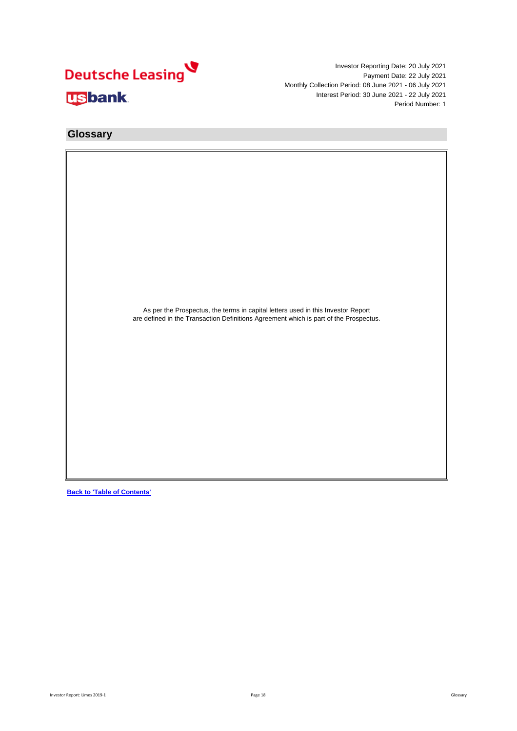Deutsche Leasing

usbank

Investor Reporting Date: 20 July 2021
Payment Date: 22 July 2021
Monthly Collection Period: 08 June 2021 - 06 July 2021
Interest Period: 30 June 2021 - 22 July 2021
Period Number: 1

## Glossary

As per the Prospectus, the terms in capital letters used in this Investor Report are defined in the Transaction Definitions Agreement which is part of the Prospectus.

**Back to 'Table of Contents'**